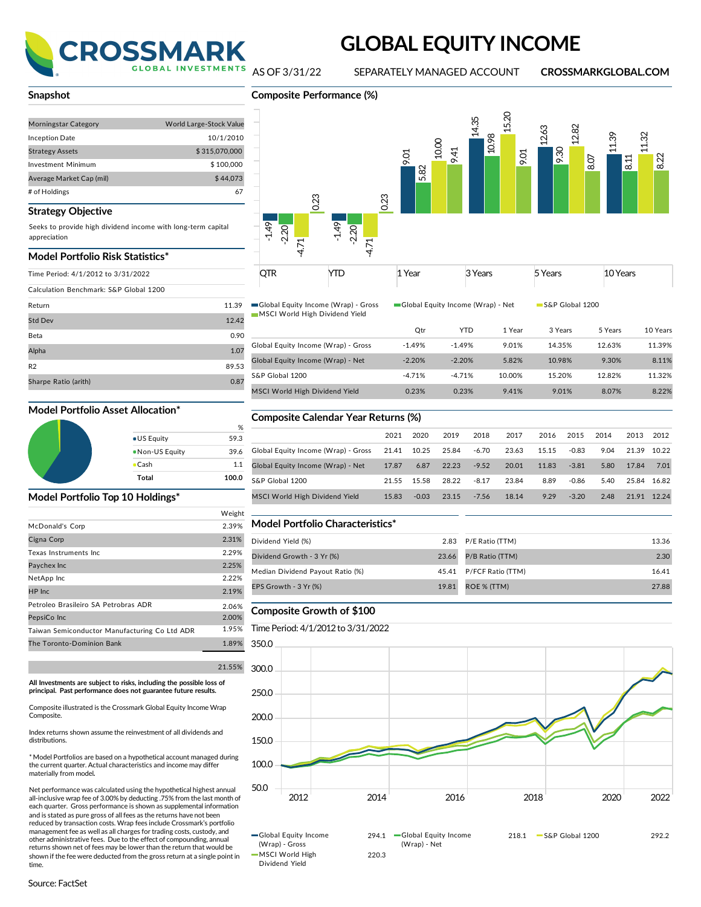# CROSSMARK GLOBAL INVESTMENTS

# GLOBAL EQUITY INCOME

AS OF 3/31/22 | SEPARATELY MANAGED ACCOUNT | CROSSMARKGLOBAL.COM

## Snapshot

| | |
|---|---|
| Morningstar Category | World Large-Stock Value |
| Inception Date | 10/1/2010 |
| Strategy Assets | $ 315,070,000 |
| Investment Minimum | $ 100,000 |
| Average Market Cap (mil) | $ 44,073 |
| # of Holdings | 67 |

## Strategy Objective

Seeks to provide high dividend income with long-term capital appreciation

## Model Portfolio Risk Statistics*

Time Period: 4/1/2012 to 3/31/2022

Calculation Benchmark: S&P Global 1200

| | |
|---|---|
| Return | 11.39 |
| Std Dev | 12.42 |
| Beta | 0.90 |
| Alpha | 1.07 |
| R2 | 89.53 |
| Sharpe Ratio (arith) | 0.87 |

## Model Portfolio Asset Allocation*

| | % |
|---|---|
| US Equity | 59.3 |
| Non-US Equity | 39.6 |
| Cash | 1.1 |
| **Total** | **100.0** |

## Model Portfolio Top 10 Holdings*

| | Weight |
|---|---|
| McDonald's Corp | 2.39% |
| Cigna Corp | 2.31% |
| Texas Instruments Inc | 2.29% |
| Paychex Inc | 2.25% |
| NetApp Inc | 2.22% |
| HP Inc | 2.19% |
| Petroleo Brasileiro SA Petrobras ADR | 2.06% |
| PepsiCo Inc | 2.00% |
| Taiwan Semiconductor Manufacturing Co Ltd ADR | 1.95% |
| The Toronto-Dominion Bank | 1.89% |
| | 21.55% |

**All Investments are subject to risks, including the possible loss of principal. Past performance does not guarantee future results.**

Composite illustrated is the Crossmark Global Equity Income Wrap Composite.

Index returns shown assume the reinvestment of all dividends and distributions.

\* Model Portfolios are based on a hypothetical account managed during the current quarter. Actual characteristics and income may differ materially from model.

Net performance was calculated using the hypothetical highest annual all-inclusive wrap fee of 3.00% by deducting .75% from the last month of each quarter. Gross performance is shown as supplemental information and is stated as pure gross of all fees as the returns have not been reduced by transaction costs. Wrap fees include Crossmark's portfolio management fee as well as all charges for trading costs, custody, and other administrative fees. Due to the effect of compounding, annual returns shown net of fees may be lower than the return that would be shown if the fee were deducted from the gross return at a single point in time.

Source: FactSet

## Composite Performance (%)

| | Qtr | YTD | 1 Year | 3 Years | 5 Years | 10 Years |
|---|---|---|---|---|---|---|
| Global Equity Income (Wrap) - Gross | -1.49% | -1.49% | 9.01% | 14.35% | 12.63% | 11.39% |
| Global Equity Income (Wrap) - Net | -2.20% | -2.20% | 5.82% | 10.98% | 9.30% | 8.11% |
| S&P Global 1200 | -4.71% | -4.71% | 10.00% | 15.20% | 12.82% | 11.32% |
| MSCI World High Dividend Yield | 0.23% | 0.23% | 9.41% | 9.01% | 8.07% | 8.22% |

## Composite Calendar Year Returns (%)

| | 2021 | 2020 | 2019 | 2018 | 2017 | 2016 | 2015 | 2014 | 2013 | 2012 |
|---|---|---|---|---|---|---|---|---|---|---|
| Global Equity Income (Wrap) - Gross | 21.41 | 10.25 | 25.84 | -6.70 | 23.63 | 15.15 | -0.83 | 9.04 | 21.39 | 10.22 |
| Global Equity Income (Wrap) - Net | 17.87 | 6.87 | 22.23 | -9.52 | 20.01 | 11.83 | -3.81 | 5.80 | 17.84 | 7.01 |
| S&P Global 1200 | 21.55 | 15.58 | 28.22 | -8.17 | 23.84 | 8.89 | -0.86 | 5.40 | 25.84 | 16.82 |
| MSCI World High Dividend Yield | 15.83 | -0.03 | 23.15 | -7.56 | 18.14 | 9.29 | -3.20 | 2.48 | 21.91 | 12.24 |

## Model Portfolio Characteristics*

| | | | |
|---|---|---|---|
| Dividend Yield (%) | 2.83 | P/E Ratio (TTM) | 13.36 |
| Dividend Growth - 3 Yr (%) | 23.66 | P/B Ratio (TTM) | 2.30 |
| Median Dividend Payout Ratio (%) | 45.41 | P/FCF Ratio (TTM) | 16.41 |
| EPS Growth - 3 Yr (%) | 19.81 | ROE % (TTM) | 27.88 |

## Composite Growth of $100

Time Period: 4/1/2012 to 3/31/2022

| | |
|---|---|
| Global Equity Income (Wrap) - Gross | 294.1 |
| Global Equity Income (Wrap) - Net | 218.1 |
| S&P Global 1200 | 292.2 |
| MSCI World High Dividend Yield | 220.3 |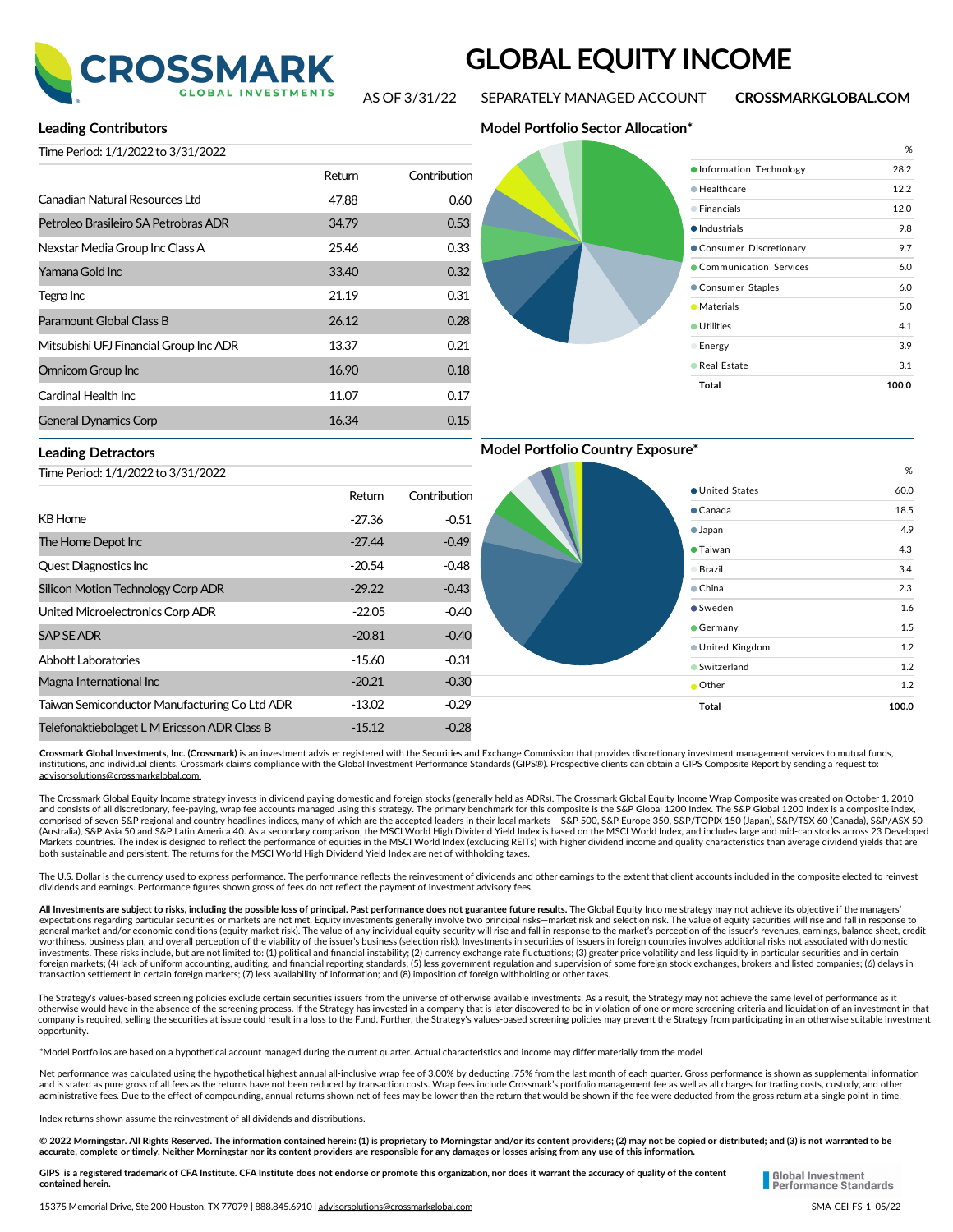# GLOBAL EQUITY INCOME

AS OF 3/31/22 | SEPARATELY MANAGED ACCOUNT | **CROSSMARKGLOBAL.COM**

## Leading Contributors

Time Period: 1/1/2022 to 3/31/2022

| | Return | Contribution |
|---|---|---|
| Canadian Natural Resources Ltd | 47.88 | 0.60 |
| Petroleo Brasileiro SA Petrobras ADR | 34.79 | 0.53 |
| Nexstar Media Group Inc Class A | 25.46 | 0.33 |
| Yamana Gold Inc | 33.40 | 0.32 |
| Tegna Inc | 21.19 | 0.31 |
| Paramount Global Class B | 26.12 | 0.28 |
| Mitsubishi UFJ Financial Group Inc ADR | 13.37 | 0.21 |
| Omnicom Group Inc | 16.90 | 0.18 |
| Cardinal Health Inc | 11.07 | 0.17 |
| General Dynamics Corp | 16.34 | 0.15 |

## Leading Detractors

Time Period: 1/1/2022 to 3/31/2022

| | Return | Contribution |
|---|---|---|
| KB Home | -27.36 | -0.51 |
| The Home Depot Inc | -27.44 | -0.49 |
| Quest Diagnostics Inc | -20.54 | -0.48 |
| Silicon Motion Technology Corp ADR | -29.22 | -0.43 |
| United Microelectronics Corp ADR | -22.05 | -0.40 |
| SAP SE ADR | -20.81 | -0.40 |
| Abbott Laboratories | -15.60 | -0.31 |
| Magna International Inc | -20.21 | -0.30 |
| Taiwan Semiconductor Manufacturing Co Ltd ADR | -13.02 | -0.29 |
| Telefonaktiebolaget L M Ericsson ADR Class B | -15.12 | -0.28 |

## Model Portfolio Sector Allocation*

| | % |
|---|---|
| Information Technology | 28.2 |
| Healthcare | 12.2 |
| Financials | 12.0 |
| Industrials | 9.8 |
| Consumer Discretionary | 9.7 |
| Communication Services | 6.0 |
| Consumer Staples | 6.0 |
| Materials | 5.0 |
| Utilities | 4.1 |
| Energy | 3.9 |
| Real Estate | 3.1 |
| **Total** | **100.0** |

## Model Portfolio Country Exposure*

| | % |
|---|---|
| United States | 60.0 |
| Canada | 18.5 |
| Japan | 4.9 |
| Taiwan | 4.3 |
| Brazil | 3.4 |
| China | 2.3 |
| Sweden | 1.6 |
| Germany | 1.5 |
| United Kingdom | 1.2 |
| Switzerland | 1.2 |
| Other | 1.2 |
| **Total** | **100.0** |

**Crossmark Global Investments, Inc. (Crossmark)** is an investment advis er registered with the Securities and Exchange Commission that provides discretionary investment management services to mutual funds, institutions, and individual clients. Crossmark claims compliance with the Global Investment Performance Standards (GIPS®). Prospective clients can obtain a GIPS Composite Report by sending a request to: advisorsolutions@crossmarkglobal.com.

The Crossmark Global Equity Income strategy invests in dividend paying domestic and foreign stocks (generally held as ADRs). The Crossmark Global Equity Income Wrap Composite was created on October 1, 2010 and consists of all discretionary, fee-paying, wrap fee accounts managed using this strategy. The primary benchmark for this composite is the S&P Global 1200 Index. The S&P Global 1200 Index is a composite index, comprised of seven S&P regional and country headlines indices, many of which are the accepted leaders in their local markets – S&P 500, S&P Europe 350, S&P/TOPIX 150 (Japan), S&P/TSX 60 (Canada), S&P/ASX 50 (Australia), S&P Asia 50 and S&P Latin America 40. As a secondary comparison, the MSCI World High Dividend Yield Index is based on the MSCI World Index, and includes large and mid-cap stocks across 23 Developed Markets countries. The index is designed to reflect the performance of equities in the MSCI World Index (excluding REITs) with higher dividend income and quality characteristics than average dividend yields that are both sustainable and persistent. The returns for the MSCI World High Dividend Yield Index are net of withholding taxes.

The U.S. Dollar is the currency used to express performance. The performance reflects the reinvestment of dividends and other earnings to the extent that client accounts included in the composite elected to reinvest dividends and earnings. Performance figures shown gross of fees do not reflect the payment of investment advisory fees.

**All Investments are subject to risks, including the possible loss of principal. Past performance does not guarantee future results.** The Global Equity Inco me strategy may not achieve its objective if the managers' expectations regarding particular securities or markets are not met. Equity investments generally involve two principal risks—market risk and selection risk. The value of equity securities will rise and fall in response to general market and/or economic conditions (equity market risk). The value of any individual equity security will rise and fall in response to the market's perception of the issuer's revenues, earnings, balance sheet, credit worthiness, business plan, and overall perception of the viability of the issuer's business (selection risk). Investments in securities of issuers in foreign countries involves additional risks not associated with domestic investments. These risks include, but are not limited to: (1) political and financial instability; (2) currency exchange rate fluctuations; (3) greater price volatility and less liquidity in particular securities and in certain foreign markets; (4) lack of uniform accounting, auditing, and financial reporting standards; (5) less government regulation and supervision of some foreign stock exchanges, brokers and listed companies; (6) delays in transaction settlement in certain foreign markets; (7) less availability of information; and (8) imposition of foreign withholding or other taxes.

The Strategy's values-based screening policies exclude certain securities issuers from the universe of otherwise available investments. As a result, the Strategy may not achieve the same level of performance as it otherwise would have in the absence of the screening process. If the Strategy has invested in a company that is later discovered to be in violation of one or more screening criteria and liquidation of an investment in that company is required, selling the securities at issue could result in a loss to the Fund. Further, the Strategy's values-based screening policies may prevent the Strategy from participating in an otherwise suitable investment opportunity.

*Model Portfolios are based on a hypothetical account managed during the current quarter. Actual characteristics and income may differ materially from the model

Net performance was calculated using the hypothetical highest annual all-inclusive wrap fee of 3.00% by deducting .75% from the last month of each quarter. Gross performance is shown as supplemental information and is stated as pure gross of all fees as the returns have not been reduced by transaction costs. Wrap fees include Crossmark's portfolio management fee as well as all charges for trading costs, custody, and other administrative fees. Due to the effect of compounding, annual returns shown net of fees may be lower than the return that would be shown if the fee were deducted from the gross return at a single point in time.

Index returns shown assume the reinvestment of all dividends and distributions.

**© 2022 Morningstar. All Rights Reserved. The information contained herein: (1) is proprietary to Morningstar and/or its content providers; (2) may not be copied or distributed; and (3) is not warranted to be accurate, complete or timely. Neither Morningstar nor its content providers are responsible for any damages or losses arising from any use of this information.**

**GIPS is a registered trademark of CFA Institute. CFA Institute does not endorse or promote this organization, nor does it warrant the accuracy of quality of the content contained herein.**

15375 Memorial Drive, Ste 200 Houston, TX 77079 | 888.845.6910 | advisorsolutions@crossmarkglobal.com

SMA-GEI-FS-1 05/22